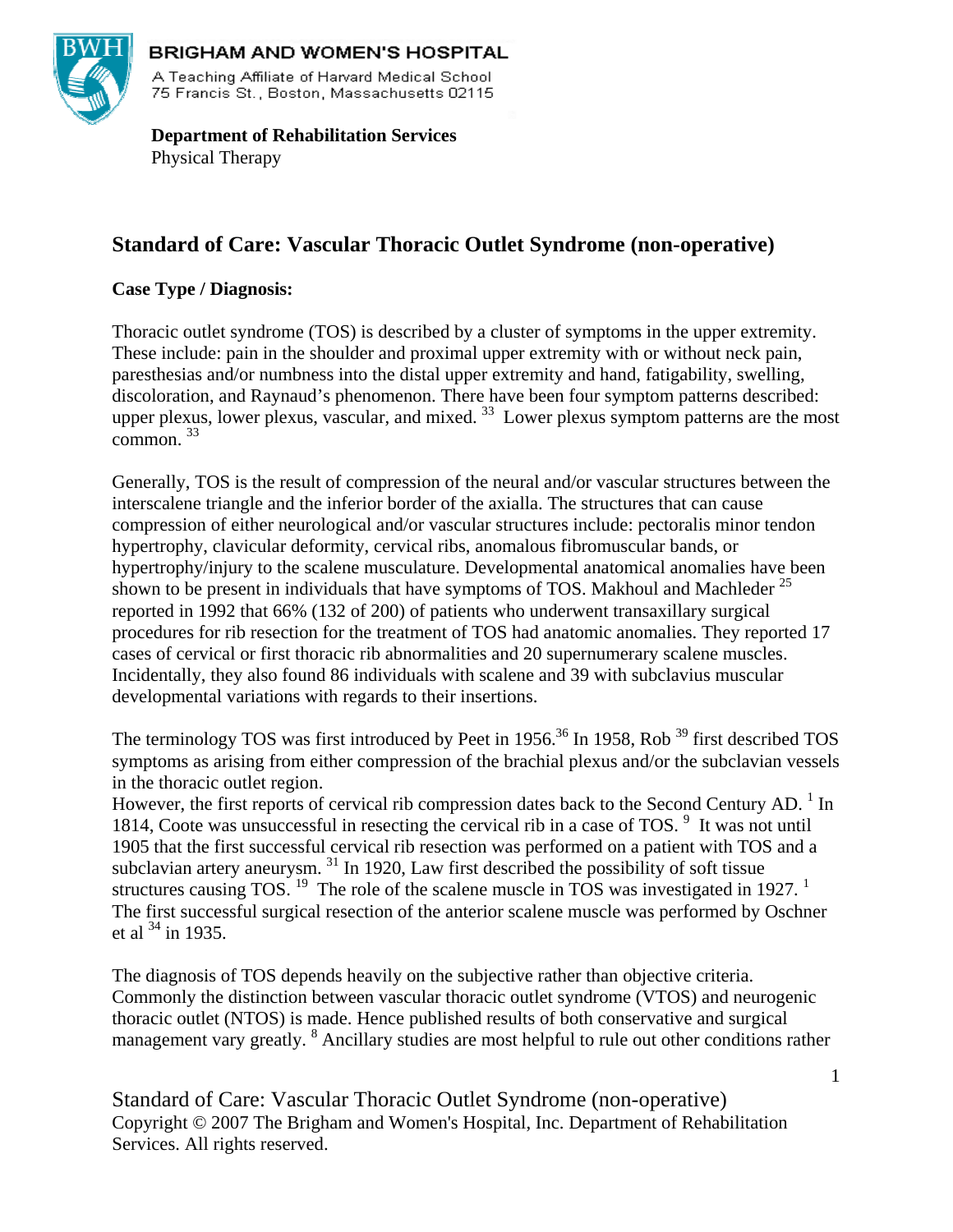BRIGHAM AND WOMEN'S HOSPITAL

A Teaching Affiliate of Harvard Medical School
75 Francis St., Boston, Massachusetts 02115

**Department of Rehabilitation Services**
Physical Therapy

## Standard of Care: Vascular Thoracic Outlet Syndrome (non-operative)

**Case Type / Diagnosis:**

Thoracic outlet syndrome (TOS) is described by a cluster of symptoms in the upper extremity. These include: pain in the shoulder and proximal upper extremity with or without neck pain, paresthesias and/or numbness into the distal upper extremity and hand, fatigability, swelling, discoloration, and Raynaud's phenomenon. There have been four symptom patterns described: upper plexus, lower plexus, vascular, and mixed.[33] Lower plexus symptom patterns are the most common.[33]

Generally, TOS is the result of compression of the neural and/or vascular structures between the interscalene triangle and the inferior border of the axialla. The structures that can cause compression of either neurological and/or vascular structures include: pectoralis minor tendon hypertrophy, clavicular deformity, cervical ribs, anomalous fibromuscular bands, or hypertrophy/injury to the scalene musculature. Developmental anatomical anomalies have been shown to be present in individuals that have symptoms of TOS. Makhoul and Machleder[25] reported in 1992 that 66% (132 of 200) of patients who underwent transaxillary surgical procedures for rib resection for the treatment of TOS had anatomic anomalies. They reported 17 cases of cervical or first thoracic rib abnormalities and 20 supernumerary scalene muscles. Incidentally, they also found 86 individuals with scalene and 39 with subclavius muscular developmental variations with regards to their insertions.

The terminology TOS was first introduced by Peet in 1956.[36] In 1958, Rob[39] first described TOS symptoms as arising from either compression of the brachial plexus and/or the subclavian vessels in the thoracic outlet region.
However, the first reports of cervical rib compression dates back to the Second Century AD.[1] In 1814, Coote was unsuccessful in resecting the cervical rib in a case of TOS.[9] It was not until 1905 that the first successful cervical rib resection was performed on a patient with TOS and a subclavian artery aneurysm.[31] In 1920, Law first described the possibility of soft tissue structures causing TOS.[19] The role of the scalene muscle in TOS was investigated in 1927.[1] The first successful surgical resection of the anterior scalene muscle was performed by Oschner et al[34] in 1935.

The diagnosis of TOS depends heavily on the subjective rather than objective criteria. Commonly the distinction between vascular thoracic outlet syndrome (VTOS) and neurogenic thoracic outlet (NTOS) is made. Hence published results of both conservative and surgical management vary greatly.[8] Ancillary studies are most helpful to rule out other conditions rather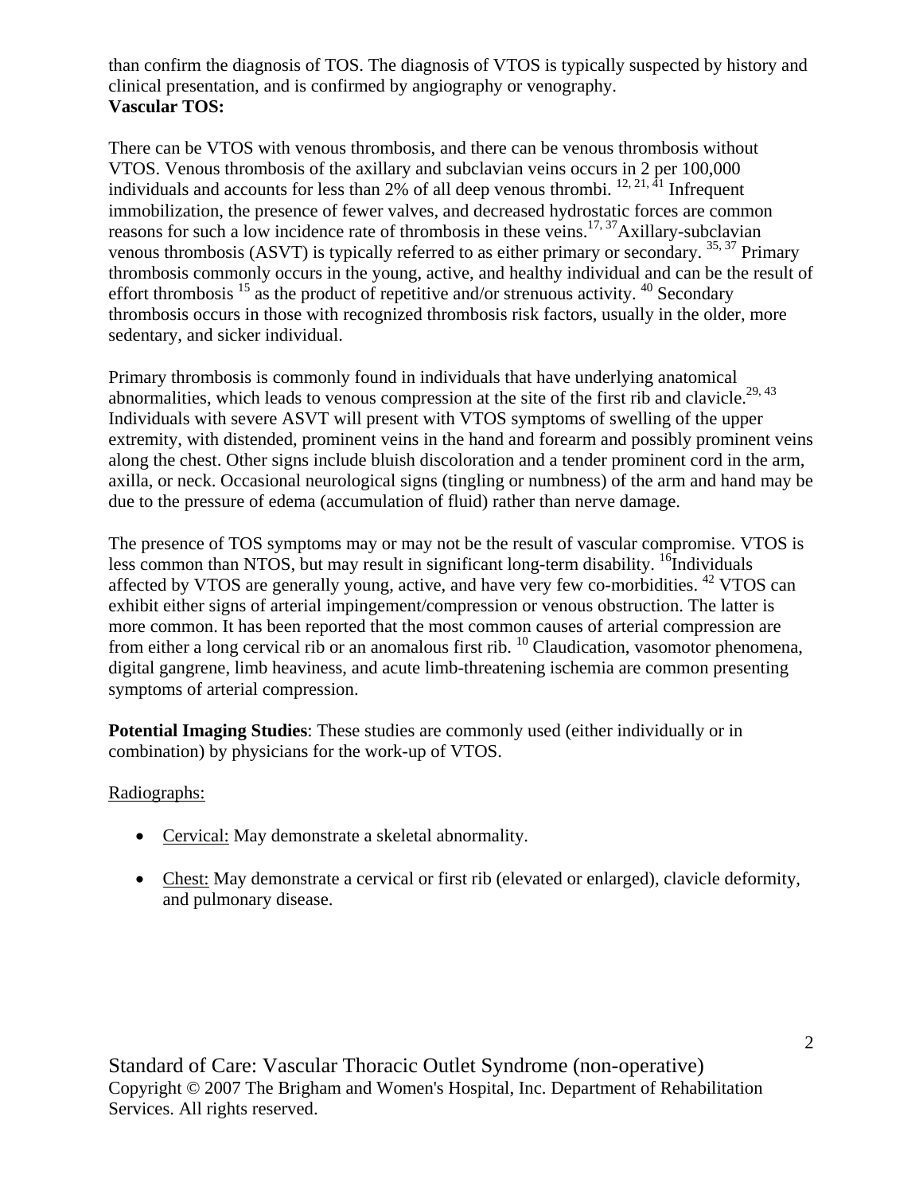than confirm the diagnosis of TOS. The diagnosis of VTOS is typically suspected by history and clinical presentation, and is confirmed by angiography or venography.

**Vascular TOS:**

There can be VTOS with venous thrombosis, and there can be venous thrombosis without VTOS. Venous thrombosis of the axillary and subclavian veins occurs in 2 per 100,000 individuals and accounts for less than 2% of all deep venous thrombi. [12, 21, 41] Infrequent immobilization, the presence of fewer valves, and decreased hydrostatic forces are common reasons for such a low incidence rate of thrombosis in these veins.[17, 37] Axillary-subclavian venous thrombosis (ASVT) is typically referred to as either primary or secondary. [35, 37] Primary thrombosis commonly occurs in the young, active, and healthy individual and can be the result of effort thrombosis [15] as the product of repetitive and/or strenuous activity. [40] Secondary thrombosis occurs in those with recognized thrombosis risk factors, usually in the older, more sedentary, and sicker individual.

Primary thrombosis is commonly found in individuals that have underlying anatomical abnormalities, which leads to venous compression at the site of the first rib and clavicle.[29, 43] Individuals with severe ASVT will present with VTOS symptoms of swelling of the upper extremity, with distended, prominent veins in the hand and forearm and possibly prominent veins along the chest. Other signs include bluish discoloration and a tender prominent cord in the arm, axilla, or neck. Occasional neurological signs (tingling or numbness) of the arm and hand may be due to the pressure of edema (accumulation of fluid) rather than nerve damage.

The presence of TOS symptoms may or may not be the result of vascular compromise. VTOS is less common than NTOS, but may result in significant long-term disability. [16] Individuals affected by VTOS are generally young, active, and have very few co-morbidities. [42] VTOS can exhibit either signs of arterial impingement/compression or venous obstruction. The latter is more common. It has been reported that the most common causes of arterial compression are from either a long cervical rib or an anomalous first rib. [10] Claudication, vasomotor phenomena, digital gangrene, limb heaviness, and acute limb-threatening ischemia are common presenting symptoms of arterial compression.

**Potential Imaging Studies**: These studies are commonly used (either individually or in combination) by physicians for the work-up of VTOS.

Radiographs:

- Cervical: May demonstrate a skeletal abnormality.
- Chest: May demonstrate a cervical or first rib (elevated or enlarged), clavicle deformity, and pulmonary disease.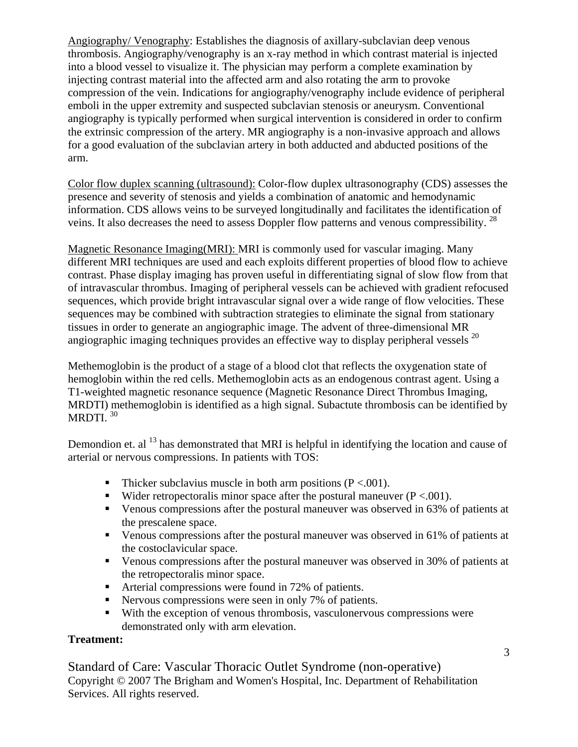Angiography/ Venography: Establishes the diagnosis of axillary-subclavian deep venous thrombosis. Angiography/venography is an x-ray method in which contrast material is injected into a blood vessel to visualize it. The physician may perform a complete examination by injecting contrast material into the affected arm and also rotating the arm to provoke compression of the vein. Indications for angiography/venography include evidence of peripheral emboli in the upper extremity and suspected subclavian stenosis or aneurysm. Conventional angiography is typically performed when surgical intervention is considered in order to confirm the extrinsic compression of the artery. MR angiography is a non-invasive approach and allows for a good evaluation of the subclavian artery in both adducted and abducted positions of the arm.

Color flow duplex scanning (ultrasound): Color-flow duplex ultrasonography (CDS) assesses the presence and severity of stenosis and yields a combination of anatomic and hemodynamic information. CDS allows veins to be surveyed longitudinally and facilitates the identification of veins. It also decreases the need to assess Doppler flow patterns and venous compressibility. [28]

Magnetic Resonance Imaging(MRI): MRI is commonly used for vascular imaging. Many different MRI techniques are used and each exploits different properties of blood flow to achieve contrast. Phase display imaging has proven useful in differentiating signal of slow flow from that of intravascular thrombus. Imaging of peripheral vessels can be achieved with gradient refocused sequences, which provide bright intravascular signal over a wide range of flow velocities. These sequences may be combined with subtraction strategies to eliminate the signal from stationary tissues in order to generate an angiographic image. The advent of three-dimensional MR angiographic imaging techniques provides an effective way to display peripheral vessels [20]

Methemoglobin is the product of a stage of a blood clot that reflects the oxygenation state of hemoglobin within the red cells. Methemoglobin acts as an endogenous contrast agent. Using a T1-weighted magnetic resonance sequence (Magnetic Resonance Direct Thrombus Imaging, MRDTI) methemoglobin is identified as a high signal. Subactute thrombosis can be identified by MRDTI. [30]

Demondion et. al [13] has demonstrated that MRI is helpful in identifying the location and cause of arterial or nervous compressions. In patients with TOS:

- Thicker subclavius muscle in both arm positions ($P < .001$).
- Wider retropectoralis minor space after the postural maneuver ($P < .001$).
- Venous compressions after the postural maneuver was observed in 63% of patients at the prescalene space.
- Venous compressions after the postural maneuver was observed in 61% of patients at the costoclavicular space.
- Venous compressions after the postural maneuver was observed in 30% of patients at the retropectoralis minor space.
- Arterial compressions were found in 72% of patients.
- Nervous compressions were seen in only 7% of patients.
- With the exception of venous thrombosis, vasculonervous compressions were demonstrated only with arm elevation.

**Treatment:**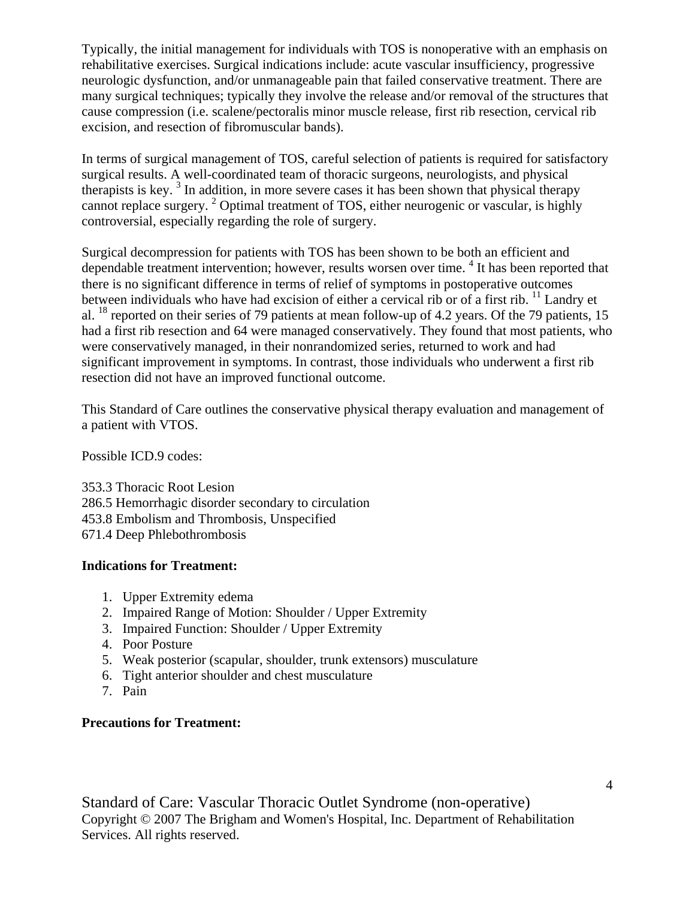Typically, the initial management for individuals with TOS is nonoperative with an emphasis on rehabilitative exercises. Surgical indications include: acute vascular insufficiency, progressive neurologic dysfunction, and/or unmanageable pain that failed conservative treatment. There are many surgical techniques; typically they involve the release and/or removal of the structures that cause compression (i.e. scalene/pectoralis minor muscle release, first rib resection, cervical rib excision, and resection of fibromuscular bands).

In terms of surgical management of TOS, careful selection of patients is required for satisfactory surgical results. A well-coordinated team of thoracic surgeons, neurologists, and physical therapists is key. [3] In addition, in more severe cases it has been shown that physical therapy cannot replace surgery. [2] Optimal treatment of TOS, either neurogenic or vascular, is highly controversial, especially regarding the role of surgery.

Surgical decompression for patients with TOS has been shown to be both an efficient and dependable treatment intervention; however, results worsen over time. [4] It has been reported that there is no significant difference in terms of relief of symptoms in postoperative outcomes between individuals who have had excision of either a cervical rib or of a first rib. [11] Landry et al. [18] reported on their series of 79 patients at mean follow-up of 4.2 years. Of the 79 patients, 15 had a first rib resection and 64 were managed conservatively. They found that most patients, who were conservatively managed, in their nonrandomized series, returned to work and had significant improvement in symptoms. In contrast, those individuals who underwent a first rib resection did not have an improved functional outcome.

This Standard of Care outlines the conservative physical therapy evaluation and management of a patient with VTOS.

Possible ICD.9 codes:

353.3 Thoracic Root Lesion
286.5 Hemorrhagic disorder secondary to circulation
453.8 Embolism and Thrombosis, Unspecified
671.4 Deep Phlebothrombosis

**Indications for Treatment:**

1. Upper Extremity edema
2. Impaired Range of Motion: Shoulder / Upper Extremity
3. Impaired Function: Shoulder / Upper Extremity
4. Poor Posture
5. Weak posterior (scapular, shoulder, trunk extensors) musculature
6. Tight anterior shoulder and chest musculature
7. Pain

**Precautions for Treatment:**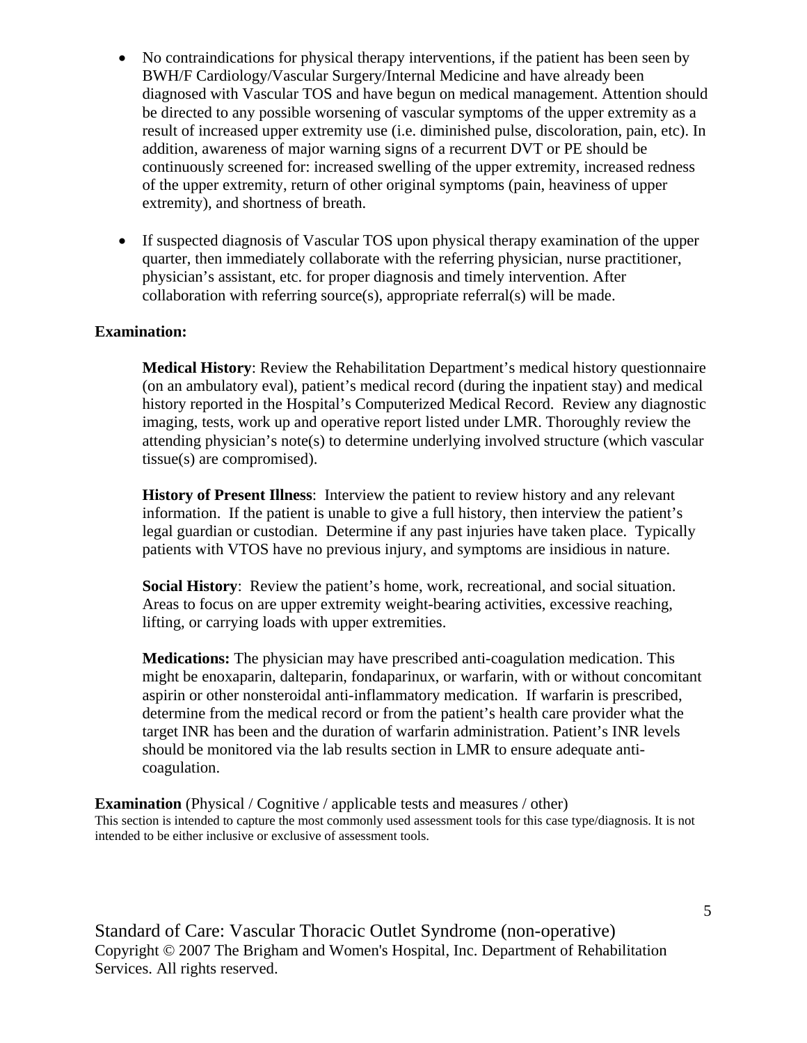- No contraindications for physical therapy interventions, if the patient has been seen by BWH/F Cardiology/Vascular Surgery/Internal Medicine and have already been diagnosed with Vascular TOS and have begun on medical management. Attention should be directed to any possible worsening of vascular symptoms of the upper extremity as a result of increased upper extremity use (i.e. diminished pulse, discoloration, pain, etc). In addition, awareness of major warning signs of a recurrent DVT or PE should be continuously screened for: increased swelling of the upper extremity, increased redness of the upper extremity, return of other original symptoms (pain, heaviness of upper extremity), and shortness of breath.

- If suspected diagnosis of Vascular TOS upon physical therapy examination of the upper quarter, then immediately collaborate with the referring physician, nurse practitioner, physician's assistant, etc. for proper diagnosis and timely intervention. After collaboration with referring source(s), appropriate referral(s) will be made.

**Examination:**

**Medical History**: Review the Rehabilitation Department's medical history questionnaire (on an ambulatory eval), patient's medical record (during the inpatient stay) and medical history reported in the Hospital's Computerized Medical Record. Review any diagnostic imaging, tests, work up and operative report listed under LMR. Thoroughly review the attending physician's note(s) to determine underlying involved structure (which vascular tissue(s) are compromised).

**History of Present Illness**: Interview the patient to review history and any relevant information. If the patient is unable to give a full history, then interview the patient's legal guardian or custodian. Determine if any past injuries have taken place. Typically patients with VTOS have no previous injury, and symptoms are insidious in nature.

**Social History**: Review the patient's home, work, recreational, and social situation. Areas to focus on are upper extremity weight-bearing activities, excessive reaching, lifting, or carrying loads with upper extremities.

**Medications:** The physician may have prescribed anti-coagulation medication. This might be enoxaparin, dalteparin, fondaparinux, or warfarin, with or without concomitant aspirin or other nonsteroidal anti-inflammatory medication. If warfarin is prescribed, determine from the medical record or from the patient's health care provider what the target INR has been and the duration of warfarin administration. Patient's INR levels should be monitored via the lab results section in LMR to ensure adequate anti-coagulation.

**Examination** (Physical / Cognitive / applicable tests and measures / other)
This section is intended to capture the most commonly used assessment tools for this case type/diagnosis. It is not intended to be either inclusive or exclusive of assessment tools.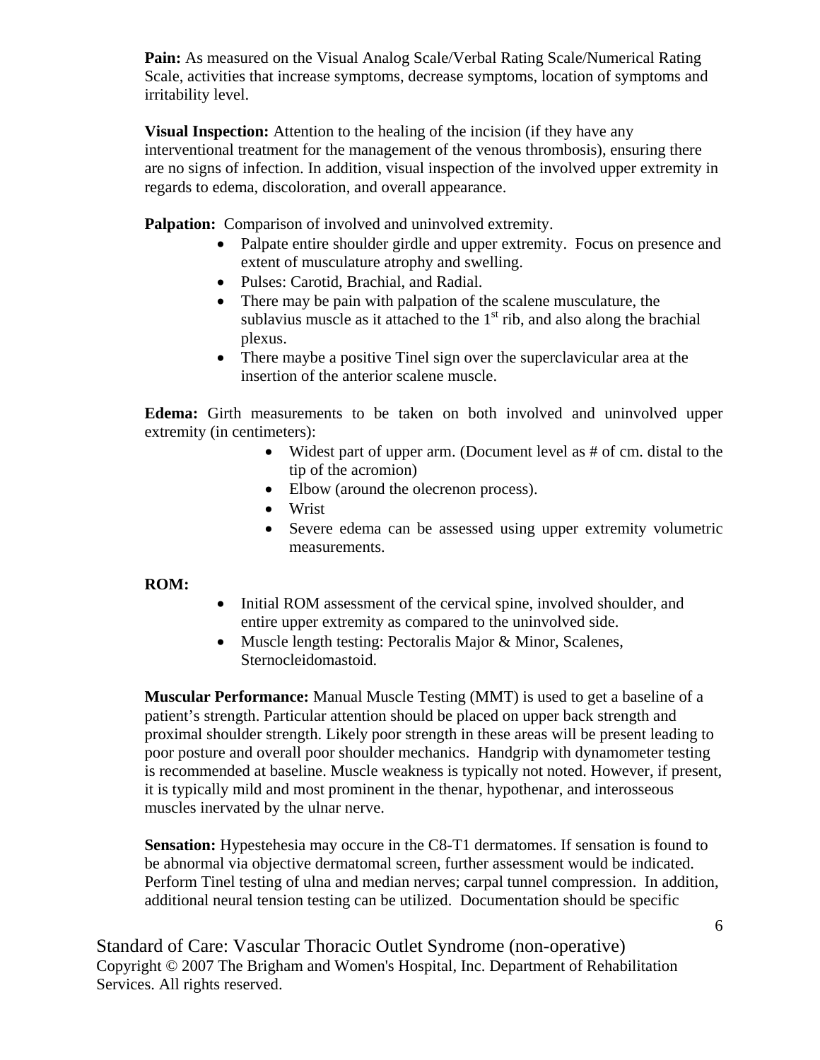**Pain:** As measured on the Visual Analog Scale/Verbal Rating Scale/Numerical Rating Scale, activities that increase symptoms, decrease symptoms, location of symptoms and irritability level.

**Visual Inspection:** Attention to the healing of the incision (if they have any interventional treatment for the management of the venous thrombosis), ensuring there are no signs of infection. In addition, visual inspection of the involved upper extremity in regards to edema, discoloration, and overall appearance.

**Palpation:** Comparison of involved and uninvolved extremity.

- Palpate entire shoulder girdle and upper extremity. Focus on presence and extent of musculature atrophy and swelling.
- Pulses: Carotid, Brachial, and Radial.
- There may be pain with palpation of the scalene musculature, the sublavius muscle as it attached to the 1st rib, and also along the brachial plexus.
- There maybe a positive Tinel sign over the superclavicular area at the insertion of the anterior scalene muscle.

**Edema:** Girth measurements to be taken on both involved and uninvolved upper extremity (in centimeters):

- Widest part of upper arm. (Document level as # of cm. distal to the tip of the acromion)
- Elbow (around the olecrenon process).
- Wrist
- Severe edema can be assessed using upper extremity volumetric measurements.

**ROM:**

- Initial ROM assessment of the cervical spine, involved shoulder, and entire upper extremity as compared to the uninvolved side.
- Muscle length testing: Pectoralis Major & Minor, Scalenes, Sternocleidomastoid.

**Muscular Performance:** Manual Muscle Testing (MMT) is used to get a baseline of a patient's strength. Particular attention should be placed on upper back strength and proximal shoulder strength. Likely poor strength in these areas will be present leading to poor posture and overall poor shoulder mechanics. Handgrip with dynamometer testing is recommended at baseline. Muscle weakness is typically not noted. However, if present, it is typically mild and most prominent in the thenar, hypothenar, and interosseous muscles inervated by the ulnar nerve.

**Sensation:** Hypestehesia may occure in the C8-T1 dermatomes. If sensation is found to be abnormal via objective dermatomal screen, further assessment would be indicated. Perform Tinel testing of ulna and median nerves; carpal tunnel compression. In addition, additional neural tension testing can be utilized. Documentation should be specific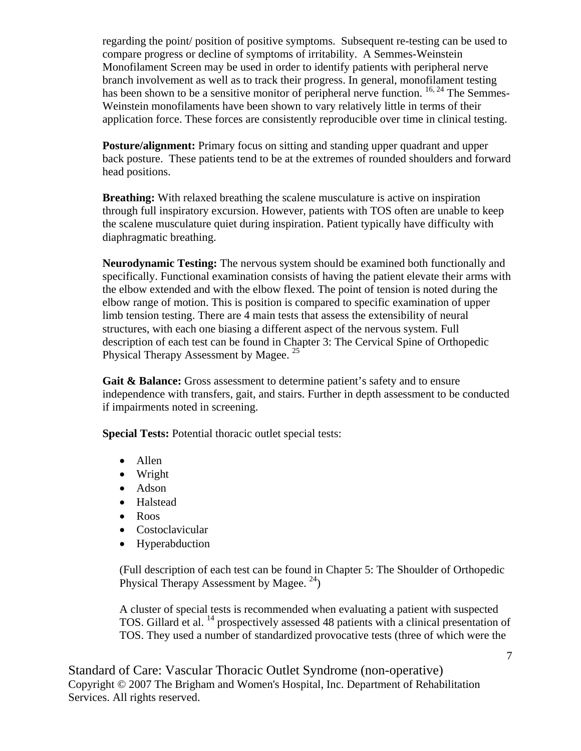regarding the point/ position of positive symptoms. Subsequent re-testing can be used to compare progress or decline of symptoms of irritability. A Semmes-Weinstein Monofilament Screen may be used in order to identify patients with peripheral nerve branch involvement as well as to track their progress. In general, monofilament testing has been shown to be a sensitive monitor of peripheral nerve function.[16, 24] The Semmes-Weinstein monofilaments have been shown to vary relatively little in terms of their application force. These forces are consistently reproducible over time in clinical testing.

**Posture/alignment:** Primary focus on sitting and standing upper quadrant and upper back posture. These patients tend to be at the extremes of rounded shoulders and forward head positions.

**Breathing:** With relaxed breathing the scalene musculature is active on inspiration through full inspiratory excursion. However, patients with TOS often are unable to keep the scalene musculature quiet during inspiration. Patient typically have difficulty with diaphragmatic breathing.

**Neurodynamic Testing:** The nervous system should be examined both functionally and specifically. Functional examination consists of having the patient elevate their arms with the elbow extended and with the elbow flexed. The point of tension is noted during the elbow range of motion. This is position is compared to specific examination of upper limb tension testing. There are 4 main tests that assess the extensibility of neural structures, with each one biasing a different aspect of the nervous system. Full description of each test can be found in Chapter 3: The Cervical Spine of Orthopedic Physical Therapy Assessment by Magee.[25]

**Gait & Balance:** Gross assessment to determine patient's safety and to ensure independence with transfers, gait, and stairs. Further in depth assessment to be conducted if impairments noted in screening.

**Special Tests:** Potential thoracic outlet special tests:

- Allen
- Wright
- Adson
- Halstead
- Roos
- Costoclavicular
- Hyperabduction

(Full description of each test can be found in Chapter 5: The Shoulder of Orthopedic Physical Therapy Assessment by Magee.[24])

A cluster of special tests is recommended when evaluating a patient with suspected TOS. Gillard et al.[14] prospectively assessed 48 patients with a clinical presentation of TOS. They used a number of standardized provocative tests (three of which were the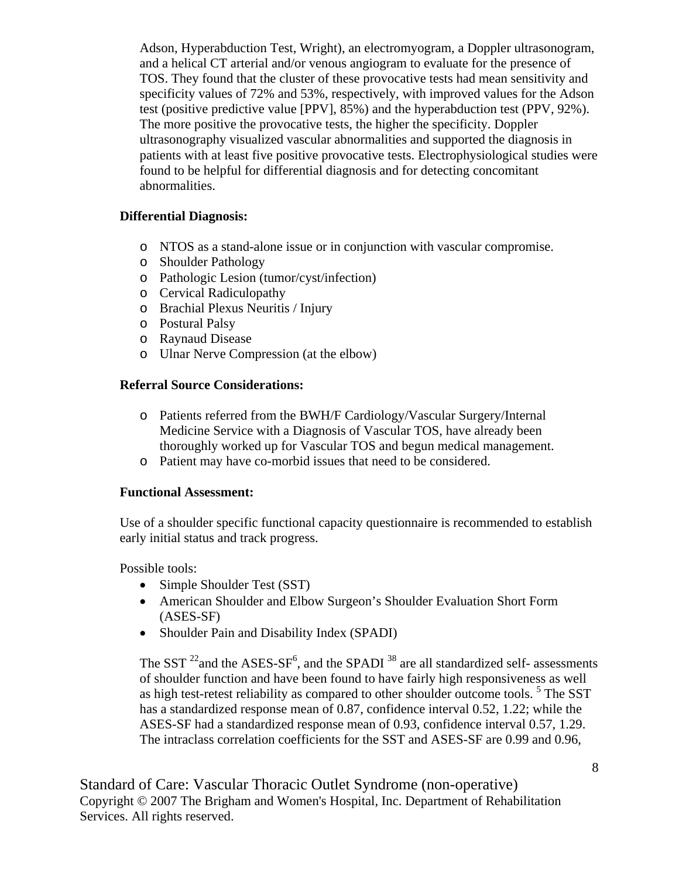Adson, Hyperabduction Test, Wright), an electromyogram, a Doppler ultrasonogram, and a helical CT arterial and/or venous angiogram to evaluate for the presence of TOS. They found that the cluster of these provocative tests had mean sensitivity and specificity values of 72% and 53%, respectively, with improved values for the Adson test (positive predictive value [PPV], 85%) and the hyperabduction test (PPV, 92%). The more positive the provocative tests, the higher the specificity. Doppler ultrasonography visualized vascular abnormalities and supported the diagnosis in patients with at least five positive provocative tests. Electrophysiological studies were found to be helpful for differential diagnosis and for detecting concomitant abnormalities.

**Differential Diagnosis:**

- NTOS as a stand-alone issue or in conjunction with vascular compromise.
- Shoulder Pathology
- Pathologic Lesion (tumor/cyst/infection)
- Cervical Radiculopathy
- Brachial Plexus Neuritis / Injury
- Postural Palsy
- Raynaud Disease
- Ulnar Nerve Compression (at the elbow)

**Referral Source Considerations:**

- Patients referred from the BWH/F Cardiology/Vascular Surgery/Internal Medicine Service with a Diagnosis of Vascular TOS, have already been thoroughly worked up for Vascular TOS and begun medical management.
- Patient may have co-morbid issues that need to be considered.

**Functional Assessment:**

Use of a shoulder specific functional capacity questionnaire is recommended to establish early initial status and track progress.

Possible tools:

- Simple Shoulder Test (SST)
- American Shoulder and Elbow Surgeon's Shoulder Evaluation Short Form (ASES-SF)
- Shoulder Pain and Disability Index (SPADI)

The SST [22] and the ASES-SF[6], and the SPADI [38] are all standardized self- assessments of shoulder function and have been found to have fairly high responsiveness as well as high test-retest reliability as compared to other shoulder outcome tools. [5] The SST has a standardized response mean of 0.87, confidence interval 0.52, 1.22; while the ASES-SF had a standardized response mean of 0.93, confidence interval 0.57, 1.29. The intraclass correlation coefficients for the SST and ASES-SF are 0.99 and 0.96,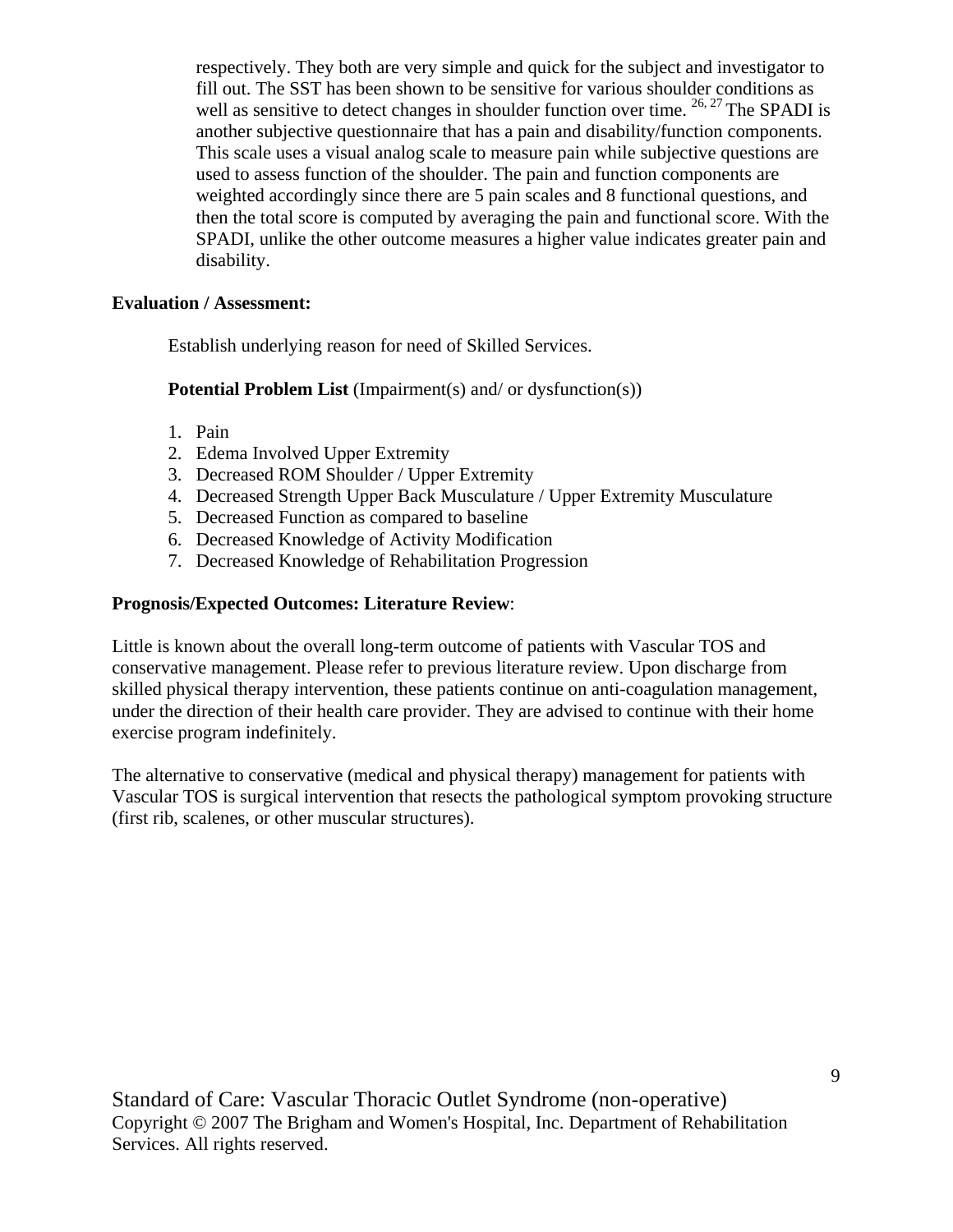respectively. They both are very simple and quick for the subject and investigator to fill out. The SST has been shown to be sensitive for various shoulder conditions as well as sensitive to detect changes in shoulder function over time. [26, 27] The SPADI is another subjective questionnaire that has a pain and disability/function components. This scale uses a visual analog scale to measure pain while subjective questions are used to assess function of the shoulder. The pain and function components are weighted accordingly since there are 5 pain scales and 8 functional questions, and then the total score is computed by averaging the pain and functional score. With the SPADI, unlike the other outcome measures a higher value indicates greater pain and disability.

**Evaluation / Assessment:**

Establish underlying reason for need of Skilled Services.

**Potential Problem List** (Impairment(s) and/ or dysfunction(s))

1. Pain
2. Edema Involved Upper Extremity
3. Decreased ROM Shoulder / Upper Extremity
4. Decreased Strength Upper Back Musculature / Upper Extremity Musculature
5. Decreased Function as compared to baseline
6. Decreased Knowledge of Activity Modification
7. Decreased Knowledge of Rehabilitation Progression

**Prognosis/Expected Outcomes: Literature Review**:

Little is known about the overall long-term outcome of patients with Vascular TOS and conservative management. Please refer to previous literature review. Upon discharge from skilled physical therapy intervention, these patients continue on anti-coagulation management, under the direction of their health care provider. They are advised to continue with their home exercise program indefinitely.

The alternative to conservative (medical and physical therapy) management for patients with Vascular TOS is surgical intervention that resects the pathological symptom provoking structure (first rib, scalenes, or other muscular structures).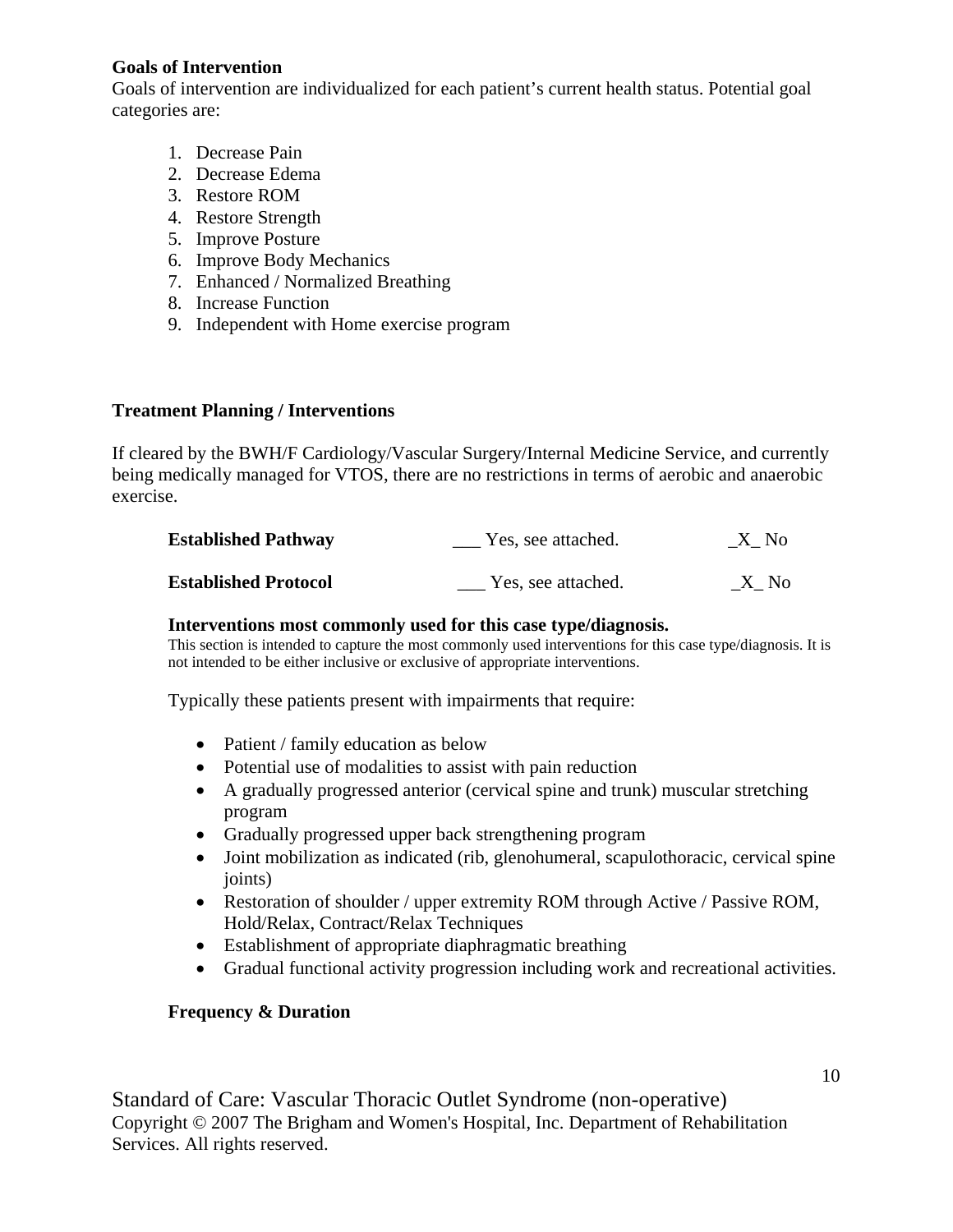**Goals of Intervention**

Goals of intervention are individualized for each patient's current health status. Potential goal categories are:

1. Decrease Pain
2. Decrease Edema
3. Restore ROM
4. Restore Strength
5. Improve Posture
6. Improve Body Mechanics
7. Enhanced / Normalized Breathing
8. Increase Function
9. Independent with Home exercise program

**Treatment Planning / Interventions**

If cleared by the BWH/F Cardiology/Vascular Surgery/Internal Medicine Service, and currently being medically managed for VTOS, there are no restrictions in terms of aerobic and anaerobic exercise.

| | | |
|---|---|---|
| **Established Pathway** | ___ Yes, see attached. | _X_ No |
| **Established Protocol** | ___ Yes, see attached. | _X_ No |

**Interventions most commonly used for this case type/diagnosis.**

This section is intended to capture the most commonly used interventions for this case type/diagnosis. It is not intended to be either inclusive or exclusive of appropriate interventions.

Typically these patients present with impairments that require:

- Patient / family education as below
- Potential use of modalities to assist with pain reduction
- A gradually progressed anterior (cervical spine and trunk) muscular stretching program
- Gradually progressed upper back strengthening program
- Joint mobilization as indicated (rib, glenohumeral, scapulothoracic, cervical spine joints)
- Restoration of shoulder / upper extremity ROM through Active / Passive ROM, Hold/Relax, Contract/Relax Techniques
- Establishment of appropriate diaphragmatic breathing
- Gradual functional activity progression including work and recreational activities.

**Frequency & Duration**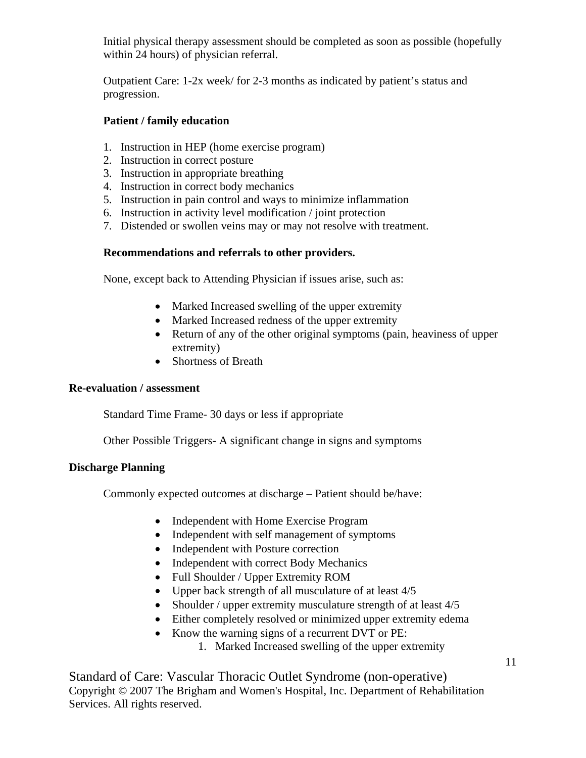Initial physical therapy assessment should be completed as soon as possible (hopefully within 24 hours) of physician referral.

Outpatient Care: 1-2x week/ for 2-3 months as indicated by patient's status and progression.

**Patient / family education**

1. Instruction in HEP (home exercise program)
2. Instruction in correct posture
3. Instruction in appropriate breathing
4. Instruction in correct body mechanics
5. Instruction in pain control and ways to minimize inflammation
6. Instruction in activity level modification / joint protection
7. Distended or swollen veins may or may not resolve with treatment.

**Recommendations and referrals to other providers.**

None, except back to Attending Physician if issues arise, such as:

- Marked Increased swelling of the upper extremity
- Marked Increased redness of the upper extremity
- Return of any of the other original symptoms (pain, heaviness of upper extremity)
- Shortness of Breath

**Re-evaluation / assessment**

Standard Time Frame- 30 days or less if appropriate

Other Possible Triggers- A significant change in signs and symptoms

**Discharge Planning**

Commonly expected outcomes at discharge – Patient should be/have:

- Independent with Home Exercise Program
- Independent with self management of symptoms
- Independent with Posture correction
- Independent with correct Body Mechanics
- Full Shoulder / Upper Extremity ROM
- Upper back strength of all musculature of at least 4/5
- Shoulder / upper extremity musculature strength of at least 4/5
- Either completely resolved or minimized upper extremity edema
- Know the warning signs of a recurrent DVT or PE:
    1. Marked Increased swelling of the upper extremity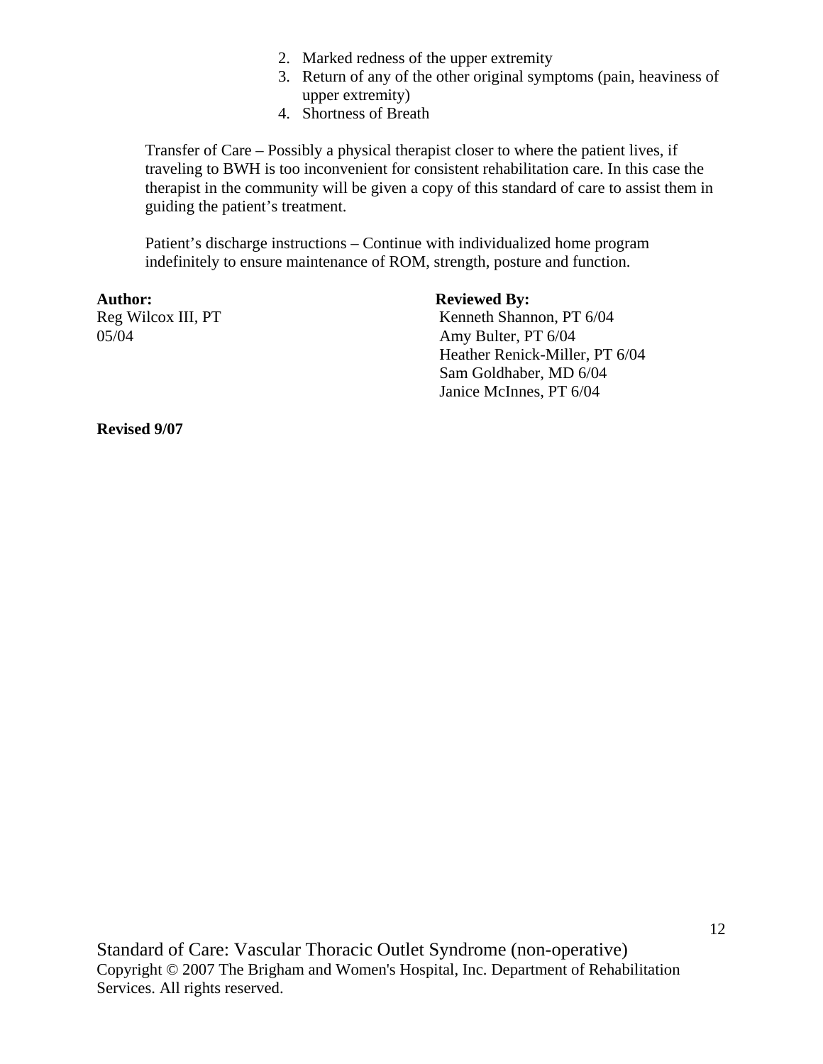2. Marked redness of the upper extremity
3. Return of any of the other original symptoms (pain, heaviness of upper extremity)
4. Shortness of Breath

Transfer of Care – Possibly a physical therapist closer to where the patient lives, if traveling to BWH is too inconvenient for consistent rehabilitation care. In this case the therapist in the community will be given a copy of this standard of care to assist them in guiding the patient's treatment.

Patient's discharge instructions – Continue with individualized home program indefinitely to ensure maintenance of ROM, strength, posture and function.

**Author:**
Reg Wilcox III, PT
05/04

**Reviewed By:**
Kenneth Shannon, PT 6/04
Amy Bulter, PT 6/04
Heather Renick-Miller, PT 6/04
Sam Goldhaber, MD 6/04
Janice McInnes, PT 6/04

**Revised 9/07**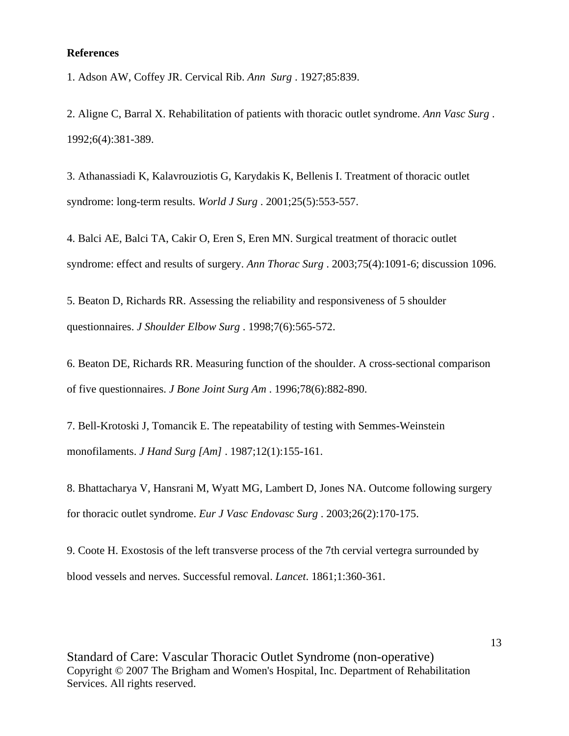**References**

1. Adson AW, Coffey JR. Cervical Rib. *Ann Surg* . 1927;85:839.

2. Aligne C, Barral X. Rehabilitation of patients with thoracic outlet syndrome. *Ann Vasc Surg* . 1992;6(4):381-389.

3. Athanassiadi K, Kalavrouziotis G, Karydakis K, Bellenis I. Treatment of thoracic outlet syndrome: long-term results. *World J Surg* . 2001;25(5):553-557.

4. Balci AE, Balci TA, Cakir O, Eren S, Eren MN. Surgical treatment of thoracic outlet syndrome: effect and results of surgery. *Ann Thorac Surg* . 2003;75(4):1091-6; discussion 1096.

5. Beaton D, Richards RR. Assessing the reliability and responsiveness of 5 shoulder questionnaires. *J Shoulder Elbow Surg* . 1998;7(6):565-572.

6. Beaton DE, Richards RR. Measuring function of the shoulder. A cross-sectional comparison of five questionnaires. *J Bone Joint Surg Am* . 1996;78(6):882-890.

7. Bell-Krotoski J, Tomancik E. The repeatability of testing with Semmes-Weinstein monofilaments. *J Hand Surg [Am]* . 1987;12(1):155-161.

8. Bhattacharya V, Hansrani M, Wyatt MG, Lambert D, Jones NA. Outcome following surgery for thoracic outlet syndrome. *Eur J Vasc Endovasc Surg* . 2003;26(2):170-175.

9. Coote H. Exostosis of the left transverse process of the 7th cervial vertegra surrounded by blood vessels and nerves. Successful removal. *Lancet*. 1861;1:360-361.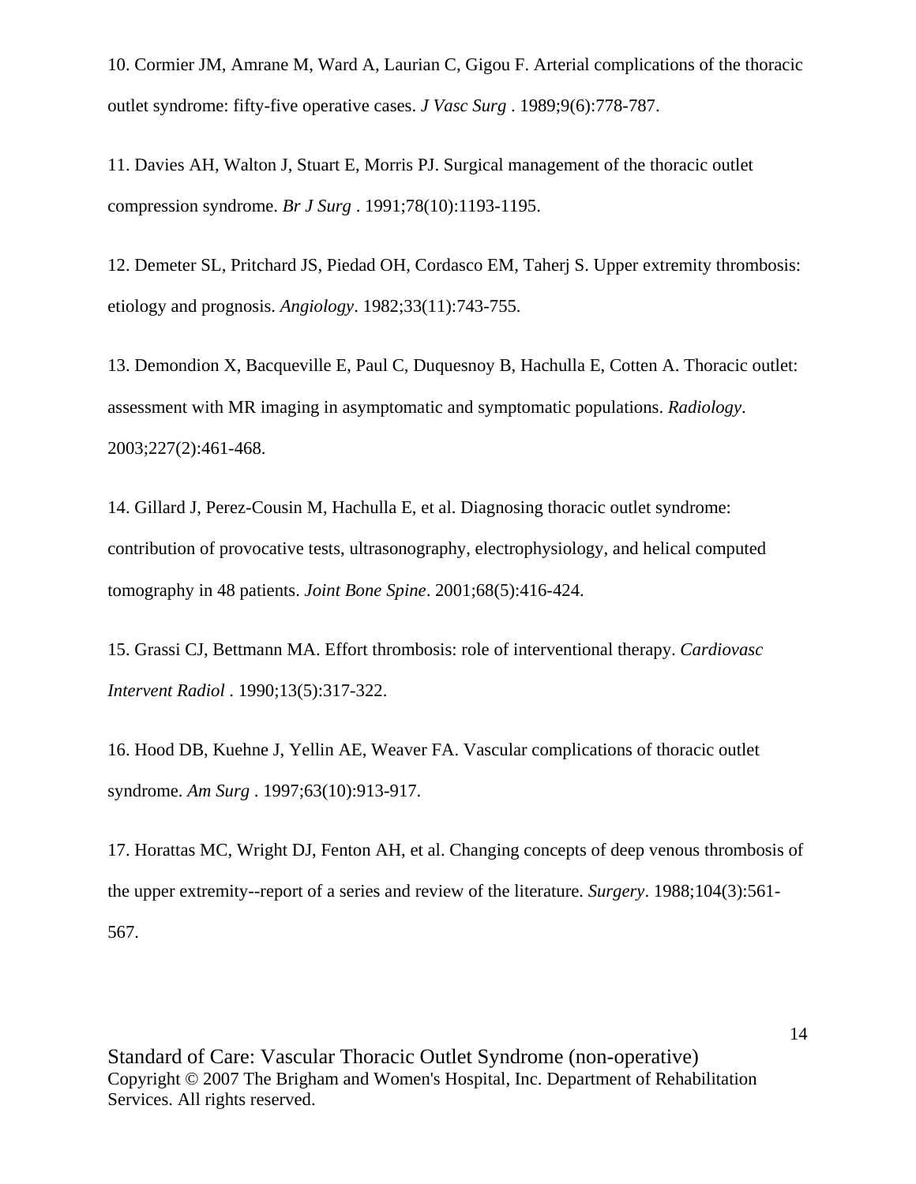10. Cormier JM, Amrane M, Ward A, Laurian C, Gigou F. Arterial complications of the thoracic outlet syndrome: fifty-five operative cases. *J Vasc Surg* . 1989;9(6):778-787.

11. Davies AH, Walton J, Stuart E, Morris PJ. Surgical management of the thoracic outlet compression syndrome. *Br J Surg* . 1991;78(10):1193-1195.

12. Demeter SL, Pritchard JS, Piedad OH, Cordasco EM, Taherj S. Upper extremity thrombosis: etiology and prognosis. *Angiology*. 1982;33(11):743-755.

13. Demondion X, Bacqueville E, Paul C, Duquesnoy B, Hachulla E, Cotten A. Thoracic outlet: assessment with MR imaging in asymptomatic and symptomatic populations. *Radiology*. 2003;227(2):461-468.

14. Gillard J, Perez-Cousin M, Hachulla E, et al. Diagnosing thoracic outlet syndrome: contribution of provocative tests, ultrasonography, electrophysiology, and helical computed tomography in 48 patients. *Joint Bone Spine*. 2001;68(5):416-424.

15. Grassi CJ, Bettmann MA. Effort thrombosis: role of interventional therapy. *Cardiovasc Intervent Radiol* . 1990;13(5):317-322.

16. Hood DB, Kuehne J, Yellin AE, Weaver FA. Vascular complications of thoracic outlet syndrome. *Am Surg* . 1997;63(10):913-917.

17. Horattas MC, Wright DJ, Fenton AH, et al. Changing concepts of deep venous thrombosis of the upper extremity--report of a series and review of the literature. *Surgery*. 1988;104(3):561-567.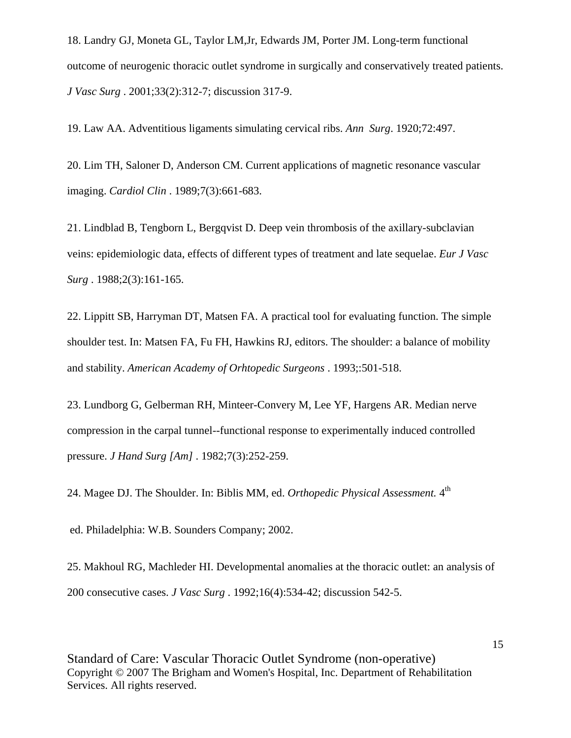18. Landry GJ, Moneta GL, Taylor LM,Jr, Edwards JM, Porter JM. Long-term functional outcome of neurogenic thoracic outlet syndrome in surgically and conservatively treated patients. *J Vasc Surg* . 2001;33(2):312-7; discussion 317-9.

19. Law AA. Adventitious ligaments simulating cervical ribs. *Ann Surg*. 1920;72:497.

20. Lim TH, Saloner D, Anderson CM. Current applications of magnetic resonance vascular imaging. *Cardiol Clin* . 1989;7(3):661-683.

21. Lindblad B, Tengborn L, Bergqvist D. Deep vein thrombosis of the axillary-subclavian veins: epidemiologic data, effects of different types of treatment and late sequelae. *Eur J Vasc Surg* . 1988;2(3):161-165.

22. Lippitt SB, Harryman DT, Matsen FA. A practical tool for evaluating function. The simple shoulder test. In: Matsen FA, Fu FH, Hawkins RJ, editors. The shoulder: a balance of mobility and stability. *American Academy of Orhtopedic Surgeons* . 1993;:501-518.

23. Lundborg G, Gelberman RH, Minteer-Convery M, Lee YF, Hargens AR. Median nerve compression in the carpal tunnel--functional response to experimentally induced controlled pressure. *J Hand Surg [Am]* . 1982;7(3):252-259.

24. Magee DJ. The Shoulder. In: Biblis MM, ed. *Orthopedic Physical Assessment.* 4th ed. Philadelphia: W.B. Sounders Company; 2002.

25. Makhoul RG, Machleder HI. Developmental anomalies at the thoracic outlet: an analysis of 200 consecutive cases. *J Vasc Surg* . 1992;16(4):534-42; discussion 542-5.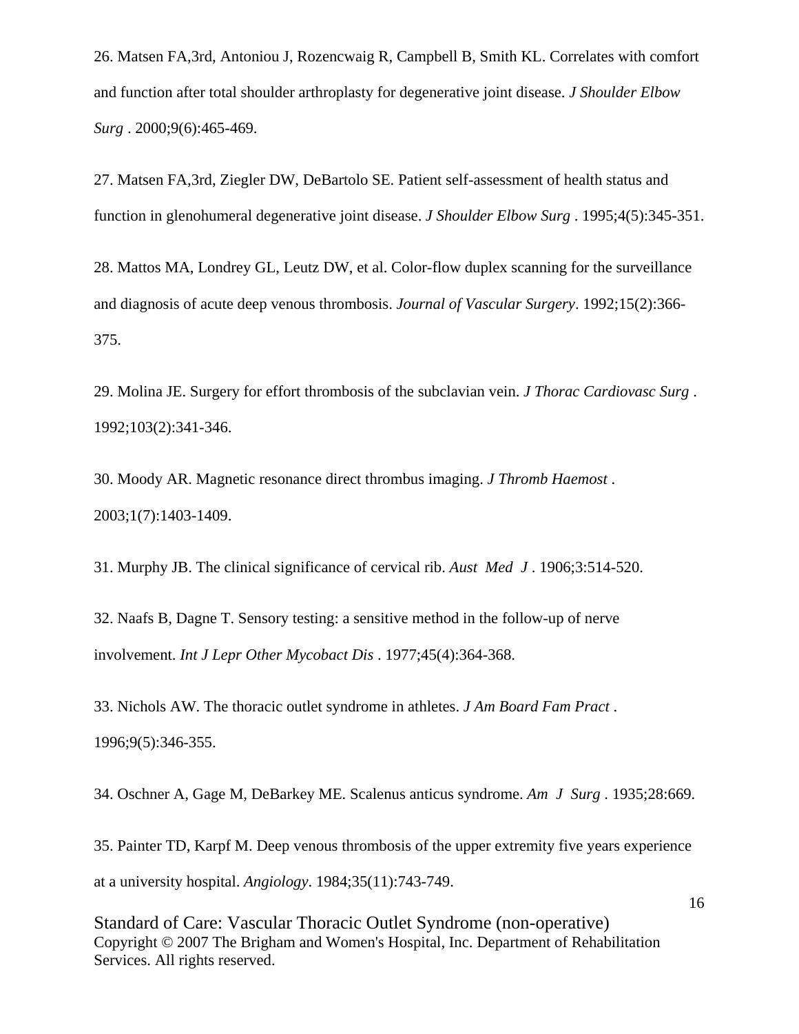26. Matsen FA,3rd, Antoniou J, Rozencwaig R, Campbell B, Smith KL. Correlates with comfort and function after total shoulder arthroplasty for degenerative joint disease. *J Shoulder Elbow Surg* . 2000;9(6):465-469.

27. Matsen FA,3rd, Ziegler DW, DeBartolo SE. Patient self-assessment of health status and function in glenohumeral degenerative joint disease. *J Shoulder Elbow Surg* . 1995;4(5):345-351.

28. Mattos MA, Londrey GL, Leutz DW, et al. Color-flow duplex scanning for the surveillance and diagnosis of acute deep venous thrombosis. *Journal of Vascular Surgery*. 1992;15(2):366-375.

29. Molina JE. Surgery for effort thrombosis of the subclavian vein. *J Thorac Cardiovasc Surg* . 1992;103(2):341-346.

30. Moody AR. Magnetic resonance direct thrombus imaging. *J Thromb Haemost* . 2003;1(7):1403-1409.

31. Murphy JB. The clinical significance of cervical rib. *Aust Med J* . 1906;3:514-520.

32. Naafs B, Dagne T. Sensory testing: a sensitive method in the follow-up of nerve involvement. *Int J Lepr Other Mycobact Dis* . 1977;45(4):364-368.

33. Nichols AW. The thoracic outlet syndrome in athletes. *J Am Board Fam Pract* . 1996;9(5):346-355.

34. Oschner A, Gage M, DeBarkey ME. Scalenus anticus syndrome. *Am J Surg* . 1935;28:669.

35. Painter TD, Karpf M. Deep venous thrombosis of the upper extremity five years experience at a university hospital. *Angiology*. 1984;35(11):743-749.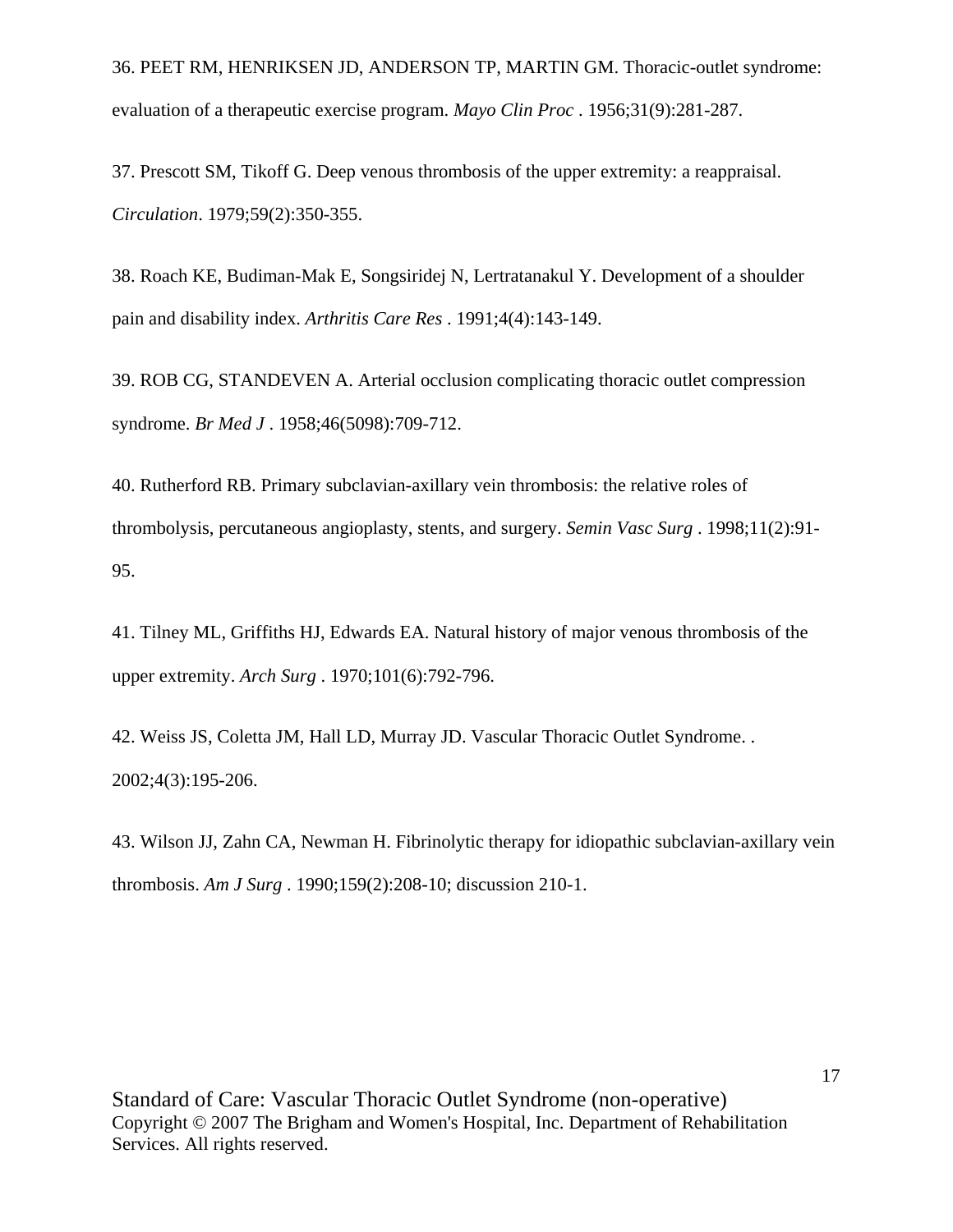36. PEET RM, HENRIKSEN JD, ANDERSON TP, MARTIN GM. Thoracic-outlet syndrome: evaluation of a therapeutic exercise program. *Mayo Clin Proc* . 1956;31(9):281-287.

37. Prescott SM, Tikoff G. Deep venous thrombosis of the upper extremity: a reappraisal. *Circulation*. 1979;59(2):350-355.

38. Roach KE, Budiman-Mak E, Songsiridej N, Lertratanakul Y. Development of a shoulder pain and disability index. *Arthritis Care Res* . 1991;4(4):143-149.

39. ROB CG, STANDEVEN A. Arterial occlusion complicating thoracic outlet compression syndrome. *Br Med J* . 1958;46(5098):709-712.

40. Rutherford RB. Primary subclavian-axillary vein thrombosis: the relative roles of thrombolysis, percutaneous angioplasty, stents, and surgery. *Semin Vasc Surg* . 1998;11(2):91-95.

41. Tilney ML, Griffiths HJ, Edwards EA. Natural history of major venous thrombosis of the upper extremity. *Arch Surg* . 1970;101(6):792-796.

42. Weiss JS, Coletta JM, Hall LD, Murray JD. Vascular Thoracic Outlet Syndrome. . 2002;4(3):195-206.

43. Wilson JJ, Zahn CA, Newman H. Fibrinolytic therapy for idiopathic subclavian-axillary vein thrombosis. *Am J Surg* . 1990;159(2):208-10; discussion 210-1.